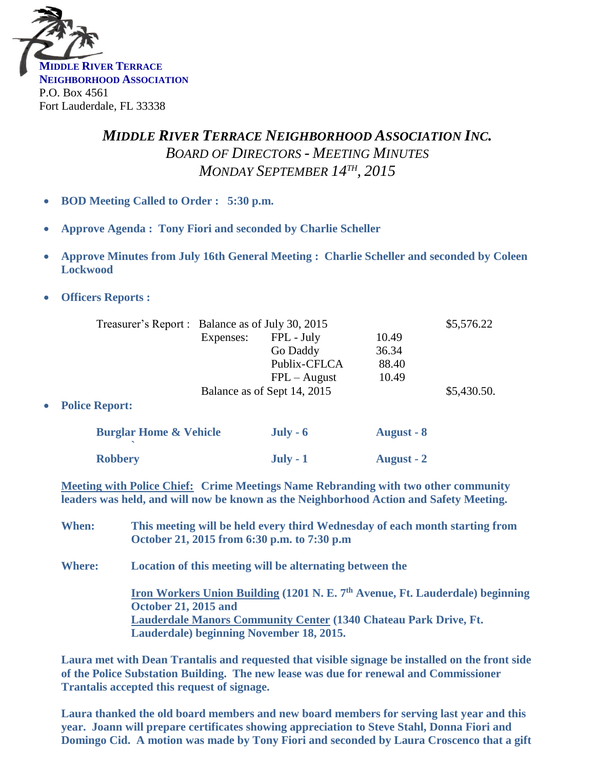**MIDDLE RIVER TERRACE NEIGHBORHOOD ASSOCIATION**
P.O. Box 4561
Fort Lauderdale, FL 33338

# *MIDDLE RIVER TERRACE NEIGHBORHOOD ASSOCIATION INC.*

## *BOARD OF DIRECTORS - MEETING MINUTES*

## *MONDAY SEPTEMBER 14TH, 2015*

- **BOD Meeting Called to Order : 5:30 p.m.**
- **Approve Agenda : Tony Fiori and seconded by Charlie Scheller**
- **Approve Minutes from July 16th General Meeting : Charlie Scheller and seconded by Coleen Lockwood**
- **Officers Reports :**

| Treasurer's Report : | Balance as of July 30, 2015 | | | $5,576.22 |
|---|---|---|---|---|
| | Expenses: | FPL - July | 10.49 | |
| | | Go Daddy | 36.34 | |
| | | Publix-CFLCA | 88.40 | |
| | | FPL – August | 10.49 | |
| | Balance as of Sept 14, 2015 | | | $5,430.50. |

- **Police Report:**

| **Burglar Home & Vehicle** | **July - 6** | **August - 8** |
|---|---|---|
| **Robbery** | **July - 1** | **August - 2** |

**Meeting with Police Chief:** **Crime Meetings Name Rebranding with two other community leaders was held, and will now be known as the Neighborhood Action and Safety Meeting.**

**When:** **This meeting will be held every third Wednesday of each month starting from October 21, 2015 from 6:30 p.m. to 7:30 p.m**

**Where:** **Location of this meeting will be alternating between the**

**Iron Workers Union Building (1201 N. E. 7th Avenue, Ft. Lauderdale) beginning October 21, 2015 and**
**Lauderdale Manors Community Center (1340 Chateau Park Drive, Ft. Lauderdale) beginning November 18, 2015.**

**Laura met with Dean Trantalis and requested that visible signage be installed on the front side of the Police Substation Building. The new lease was due for renewal and Commissioner Trantalis accepted this request of signage.**

**Laura thanked the old board members and new board members for serving last year and this year. Joann will prepare certificates showing appreciation to Steve Stahl, Donna Fiori and Domingo Cid. A motion was made by Tony Fiori and seconded by Laura Croscenco that a gift**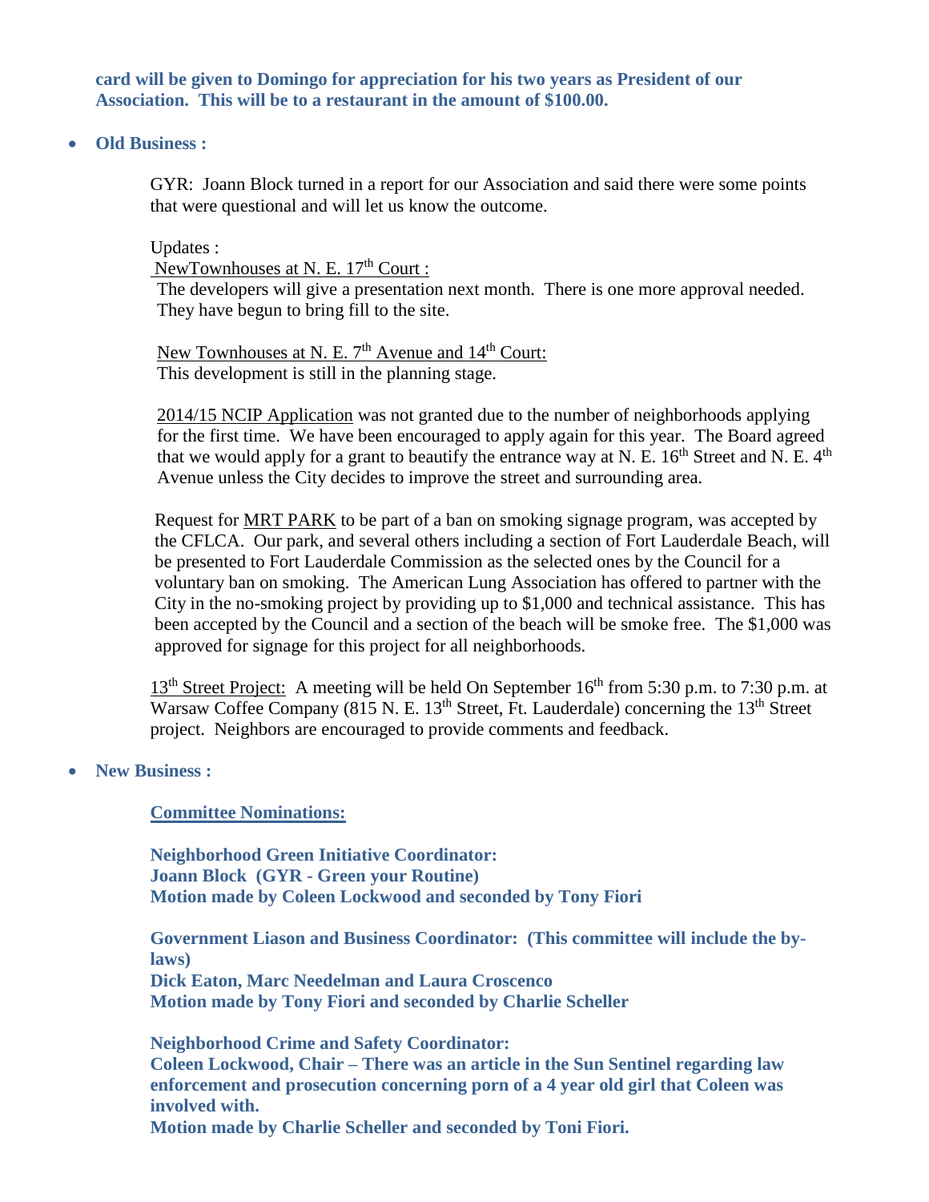**card will be given to Domingo for appreciation for his two years as President of our Association. This will be to a restaurant in the amount of $100.00.**

- **Old Business :**

GYR: Joann Block turned in a report for our Association and said there were some points that were questional and will let us know the outcome.

Updates :

NewTownhouses at N. E. 17th Court :

The developers will give a presentation next month. There is one more approval needed. They have begun to bring fill to the site.

New Townhouses at N. E. 7th Avenue and 14th Court:

This development is still in the planning stage.

2014/15 NCIP Application was not granted due to the number of neighborhoods applying for the first time. We have been encouraged to apply again for this year. The Board agreed that we would apply for a grant to beautify the entrance way at N. E. 16th Street and N. E. 4th Avenue unless the City decides to improve the street and surrounding area.

Request for MRT PARK to be part of a ban on smoking signage program, was accepted by the CFLCA. Our park, and several others including a section of Fort Lauderdale Beach, will be presented to Fort Lauderdale Commission as the selected ones by the Council for a voluntary ban on smoking. The American Lung Association has offered to partner with the City in the no-smoking project by providing up to $1,000 and technical assistance. This has been accepted by the Council and a section of the beach will be smoke free. The $1,000 was approved for signage for this project for all neighborhoods.

13th Street Project: A meeting will be held On September 16th from 5:30 p.m. to 7:30 p.m. at Warsaw Coffee Company (815 N. E. 13th Street, Ft. Lauderdale) concerning the 13th Street project. Neighbors are encouraged to provide comments and feedback.

- **New Business :**

**Committee Nominations:**

**Neighborhood Green Initiative Coordinator:**
**Joann Block (GYR - Green your Routine)**
**Motion made by Coleen Lockwood and seconded by Tony Fiori**

**Government Liason and Business Coordinator: (This committee will include the by-laws)**
**Dick Eaton, Marc Needelman and Laura Croscenco**
**Motion made by Tony Fiori and seconded by Charlie Scheller**

**Neighborhood Crime and Safety Coordinator:**
**Coleen Lockwood, Chair – There was an article in the Sun Sentinel regarding law enforcement and prosecution concerning porn of a 4 year old girl that Coleen was involved with.**
**Motion made by Charlie Scheller and seconded by Toni Fiori.**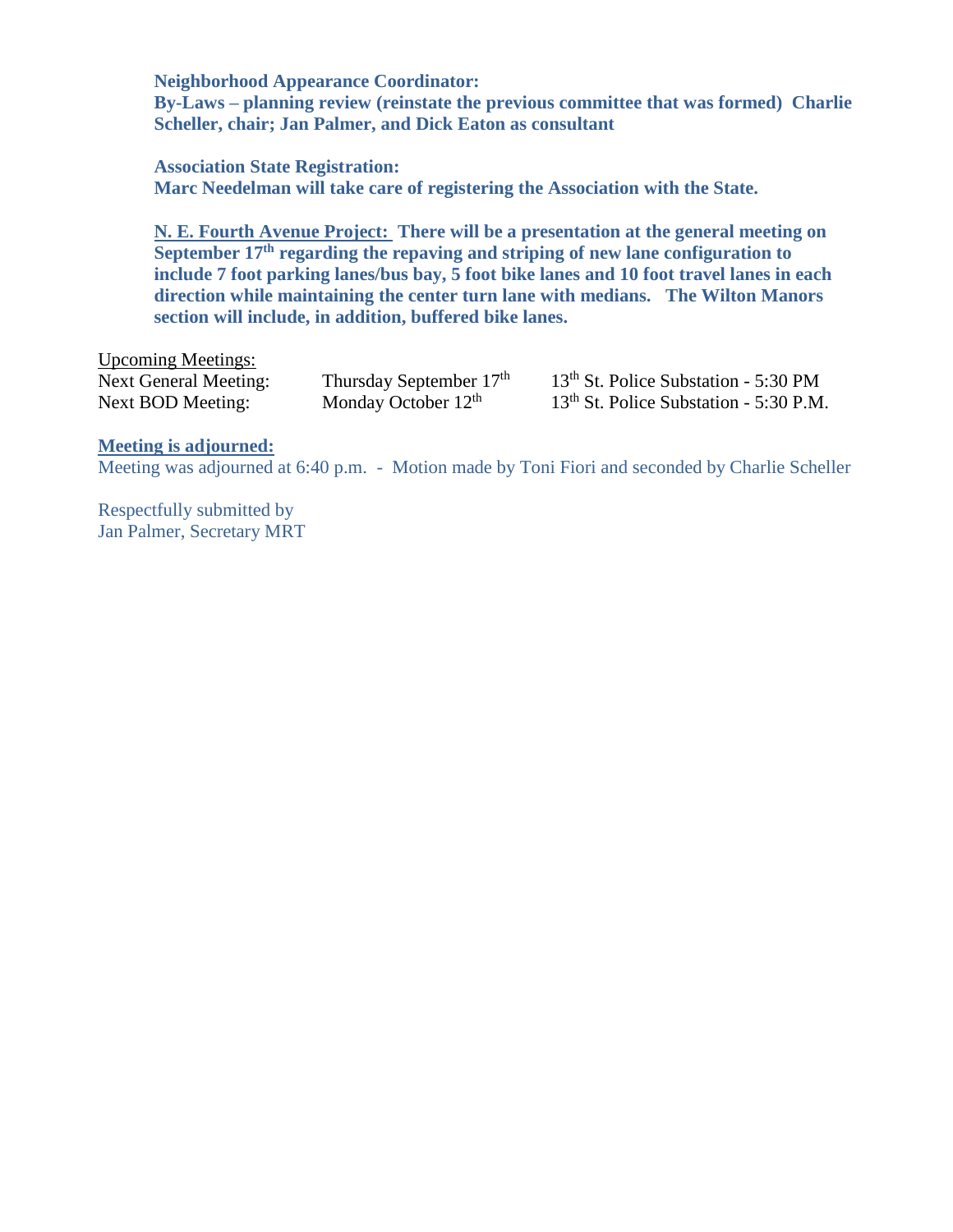**Neighborhood Appearance Coordinator:**
**By-Laws – planning review (reinstate the previous committee that was formed) Charlie Scheller, chair; Jan Palmer, and Dick Eaton as consultant**

**Association State Registration:**
**Marc Needelman will take care of registering the Association with the State.**

**N. E. Fourth Avenue Project:** **There will be a presentation at the general meeting on September 17th regarding the repaving and striping of new lane configuration to include 7 foot parking lanes/bus bay, 5 foot bike lanes and 10 foot travel lanes in each direction while maintaining the center turn lane with medians. The Wilton Manors section will include, in addition, buffered bike lanes.**

Upcoming Meetings:

| | | |
|---|---|---|
| Next General Meeting: | Thursday September 17th | 13th St. Police Substation - 5:30 PM |
| Next BOD Meeting: | Monday October 12th | 13th St. Police Substation - 5:30 P.M. |

**Meeting is adjourned:**
Meeting was adjourned at 6:40 p.m. - Motion made by Toni Fiori and seconded by Charlie Scheller

Respectfully submitted by
Jan Palmer, Secretary MRT